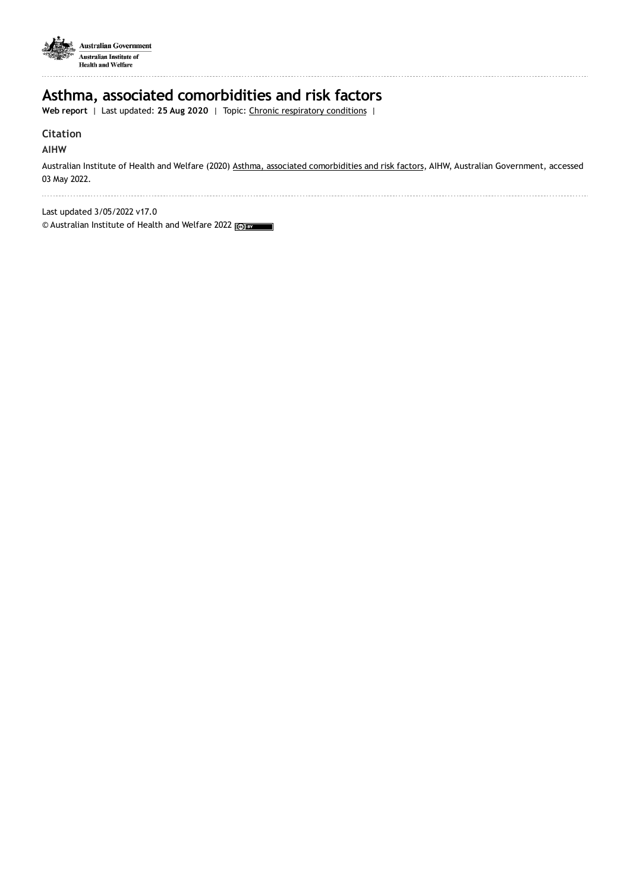Australian Government
Australian Institute of Health and Welfare

# Asthma, associated comorbidities and risk factors

**Web report** | Last updated: **25 Aug 2020** | Topic: Chronic respiratory conditions |

## Citation

### AIHW

Australian Institute of Health and Welfare (2020) Asthma, associated comorbidities and risk factors, AIHW, Australian Government, accessed 03 May 2022.

Last updated 3/05/2022 v17.0

© Australian Institute of Health and Welfare 2022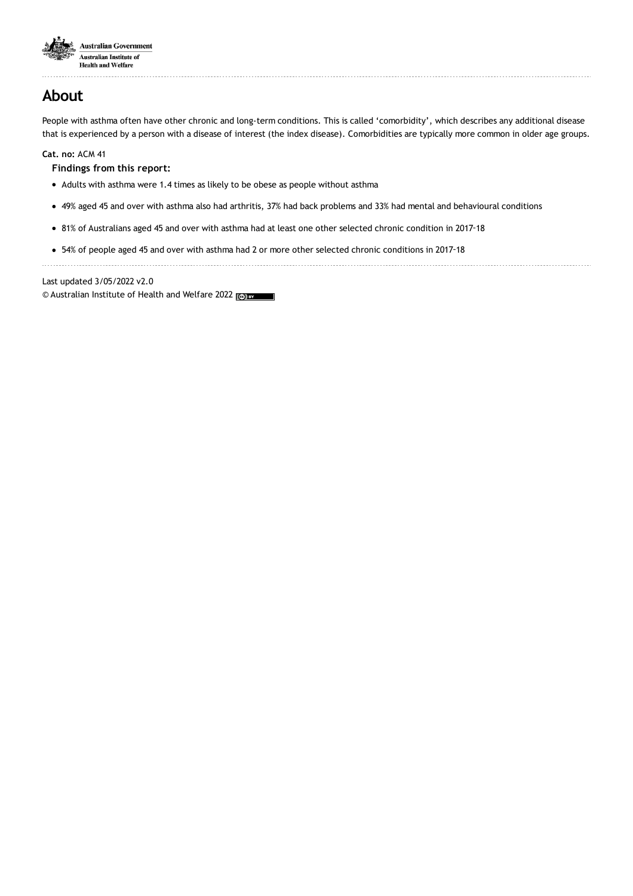# About

People with asthma often have other chronic and long-term conditions. This is called 'comorbidity', which describes any additional disease that is experienced by a person with a disease of interest (the index disease). Comorbidities are typically more common in older age groups.

**Cat. no:** ACM 41

**Findings from this report:**

- Adults with asthma were 1.4 times as likely to be obese as people without asthma
- 49% aged 45 and over with asthma also had arthritis, 37% had back problems and 33% had mental and behavioural conditions
- 81% of Australians aged 45 and over with asthma had at least one other selected chronic condition in 2017–18
- 54% of people aged 45 and over with asthma had 2 or more other selected chronic conditions in 2017–18

Last updated 3/05/2022 v2.0

© Australian Institute of Health and Welfare 2022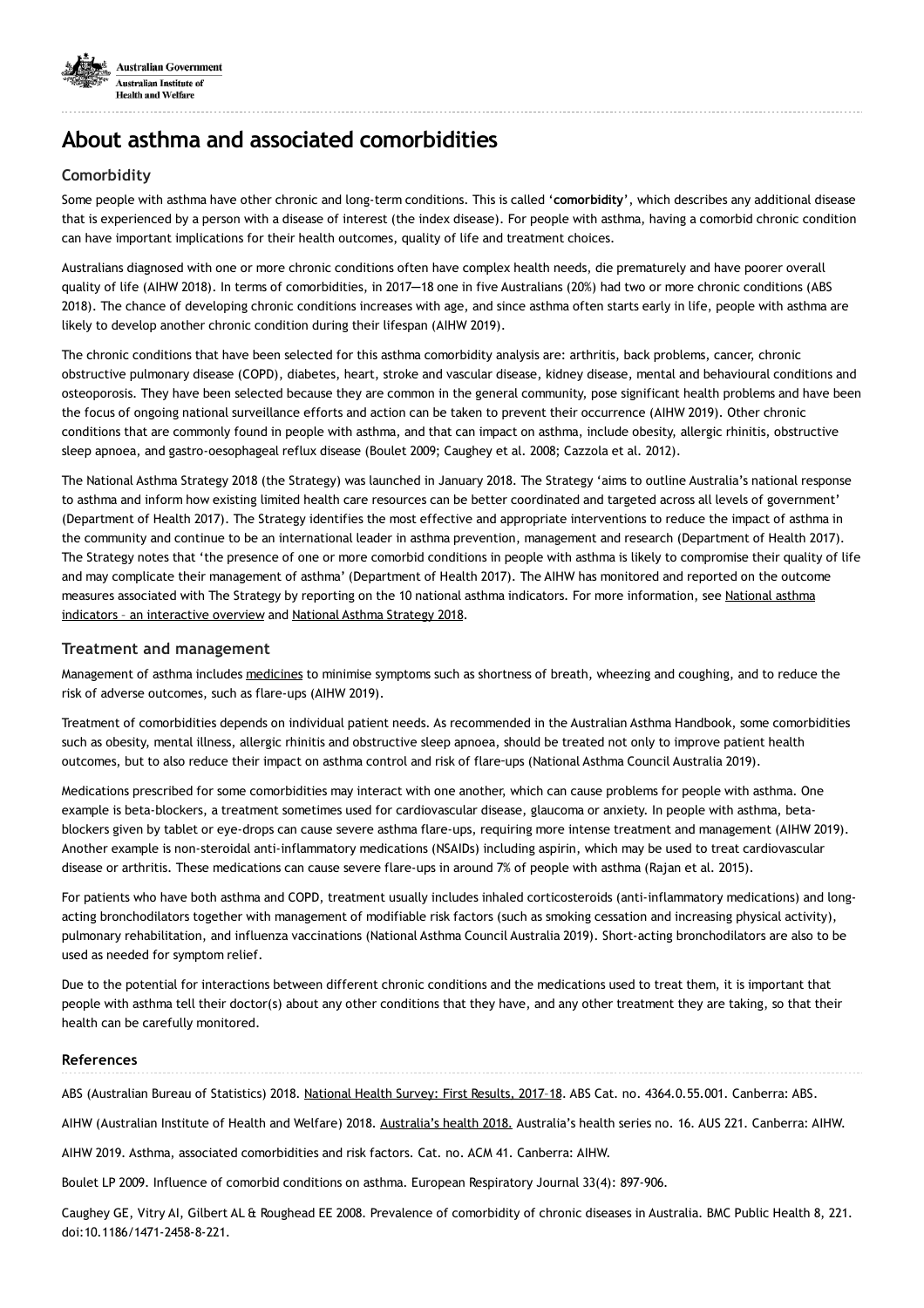# About asthma and associated comorbidities

## Comorbidity

Some people with asthma have other chronic and long-term conditions. This is called '**comorbidity**', which describes any additional disease that is experienced by a person with a disease of interest (the index disease). For people with asthma, having a comorbid chronic condition can have important implications for their health outcomes, quality of life and treatment choices.

Australians diagnosed with one or more chronic conditions often have complex health needs, die prematurely and have poorer overall quality of life (AIHW 2018). In terms of comorbidities, in 2017—18 one in five Australians (20%) had two or more chronic conditions (ABS 2018). The chance of developing chronic conditions increases with age, and since asthma often starts early in life, people with asthma are likely to develop another chronic condition during their lifespan (AIHW 2019).

The chronic conditions that have been selected for this asthma comorbidity analysis are: arthritis, back problems, cancer, chronic obstructive pulmonary disease (COPD), diabetes, heart, stroke and vascular disease, kidney disease, mental and behavioural conditions and osteoporosis. They have been selected because they are common in the general community, pose significant health problems and have been the focus of ongoing national surveillance efforts and action can be taken to prevent their occurrence (AIHW 2019). Other chronic conditions that are commonly found in people with asthma, and that can impact on asthma, include obesity, allergic rhinitis, obstructive sleep apnoea, and gastro-oesophageal reflux disease (Boulet 2009; Caughey et al. 2008; Cazzola et al. 2012).

The National Asthma Strategy 2018 (the Strategy) was launched in January 2018. The Strategy 'aims to outline Australia's national response to asthma and inform how existing limited health care resources can be better coordinated and targeted across all levels of government' (Department of Health 2017). The Strategy identifies the most effective and appropriate interventions to reduce the impact of asthma in the community and continue to be an international leader in asthma prevention, management and research (Department of Health 2017). The Strategy notes that 'the presence of one or more comorbid conditions in people with asthma is likely to compromise their quality of life and may complicate their management of asthma' (Department of Health 2017). The AIHW has monitored and reported on the outcome measures associated with The Strategy by reporting on the 10 national asthma indicators. For more information, see National asthma indicators – an interactive overview and National Asthma Strategy 2018.

## Treatment and management

Management of asthma includes medicines to minimise symptoms such as shortness of breath, wheezing and coughing, and to reduce the risk of adverse outcomes, such as flare-ups (AIHW 2019).

Treatment of comorbidities depends on individual patient needs. As recommended in the Australian Asthma Handbook, some comorbidities such as obesity, mental illness, allergic rhinitis and obstructive sleep apnoea, should be treated not only to improve patient health outcomes, but to also reduce their impact on asthma control and risk of flare-ups (National Asthma Council Australia 2019).

Medications prescribed for some comorbidities may interact with one another, which can cause problems for people with asthma. One example is beta-blockers, a treatment sometimes used for cardiovascular disease, glaucoma or anxiety. In people with asthma, beta-blockers given by tablet or eye-drops can cause severe asthma flare-ups, requiring more intense treatment and management (AIHW 2019). Another example is non-steroidal anti-inflammatory medications (NSAIDs) including aspirin, which may be used to treat cardiovascular disease or arthritis. These medications can cause severe flare-ups in around 7% of people with asthma (Rajan et al. 2015).

For patients who have both asthma and COPD, treatment usually includes inhaled corticosteroids (anti-inflammatory medications) and long-acting bronchodilators together with management of modifiable risk factors (such as smoking cessation and increasing physical activity), pulmonary rehabilitation, and influenza vaccinations (National Asthma Council Australia 2019). Short-acting bronchodilators are also to be used as needed for symptom relief.

Due to the potential for interactions between different chronic conditions and the medications used to treat them, it is important that people with asthma tell their doctor(s) about any other conditions that they have, and any other treatment they are taking, so that their health can be carefully monitored.

### References

ABS (Australian Bureau of Statistics) 2018. National Health Survey: First Results, 2017–18. ABS Cat. no. 4364.0.55.001. Canberra: ABS.

AIHW (Australian Institute of Health and Welfare) 2018. Australia's health 2018. Australia's health series no. 16. AUS 221. Canberra: AIHW.

AIHW 2019. Asthma, associated comorbidities and risk factors. Cat. no. ACM 41. Canberra: AIHW.

Boulet LP 2009. Influence of comorbid conditions on asthma. European Respiratory Journal 33(4): 897-906.

Caughey GE, Vitry AI, Gilbert AL & Roughead EE 2008. Prevalence of comorbidity of chronic diseases in Australia. BMC Public Health 8, 221. doi:10.1186/1471-2458-8-221.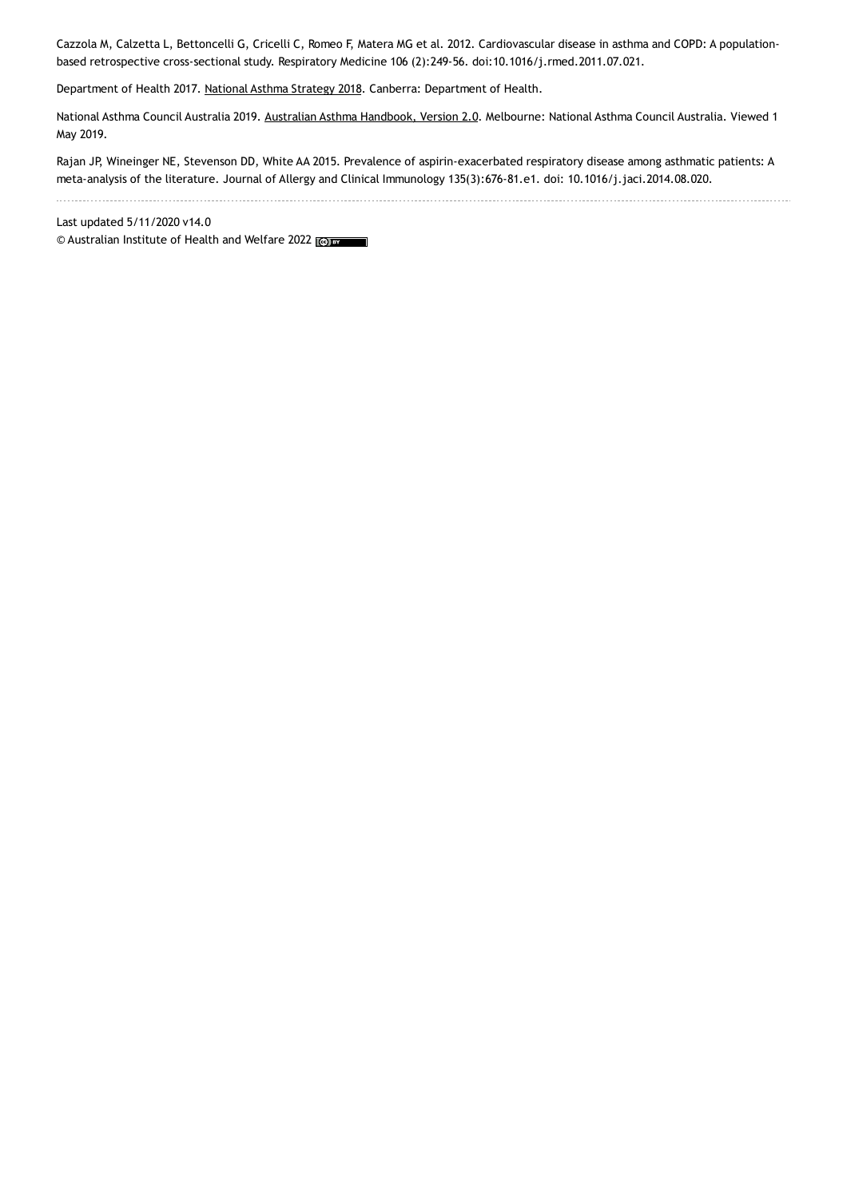Cazzola M, Calzetta L, Bettoncelli G, Cricelli C, Romeo F, Matera MG et al. 2012. Cardiovascular disease in asthma and COPD: A population-based retrospective cross-sectional study. Respiratory Medicine 106 (2):249-56. doi:10.1016/j.rmed.2011.07.021.

Department of Health 2017. National Asthma Strategy 2018. Canberra: Department of Health.

National Asthma Council Australia 2019. Australian Asthma Handbook, Version 2.0. Melbourne: National Asthma Council Australia. Viewed 1 May 2019.

Rajan JP, Wineinger NE, Stevenson DD, White AA 2015. Prevalence of aspirin-exacerbated respiratory disease among asthmatic patients: A meta-analysis of the literature. Journal of Allergy and Clinical Immunology 135(3):676-81.e1. doi: 10.1016/j.jaci.2014.08.020.

---

Last updated 5/11/2020 v14.0

© Australian Institute of Health and Welfare 2022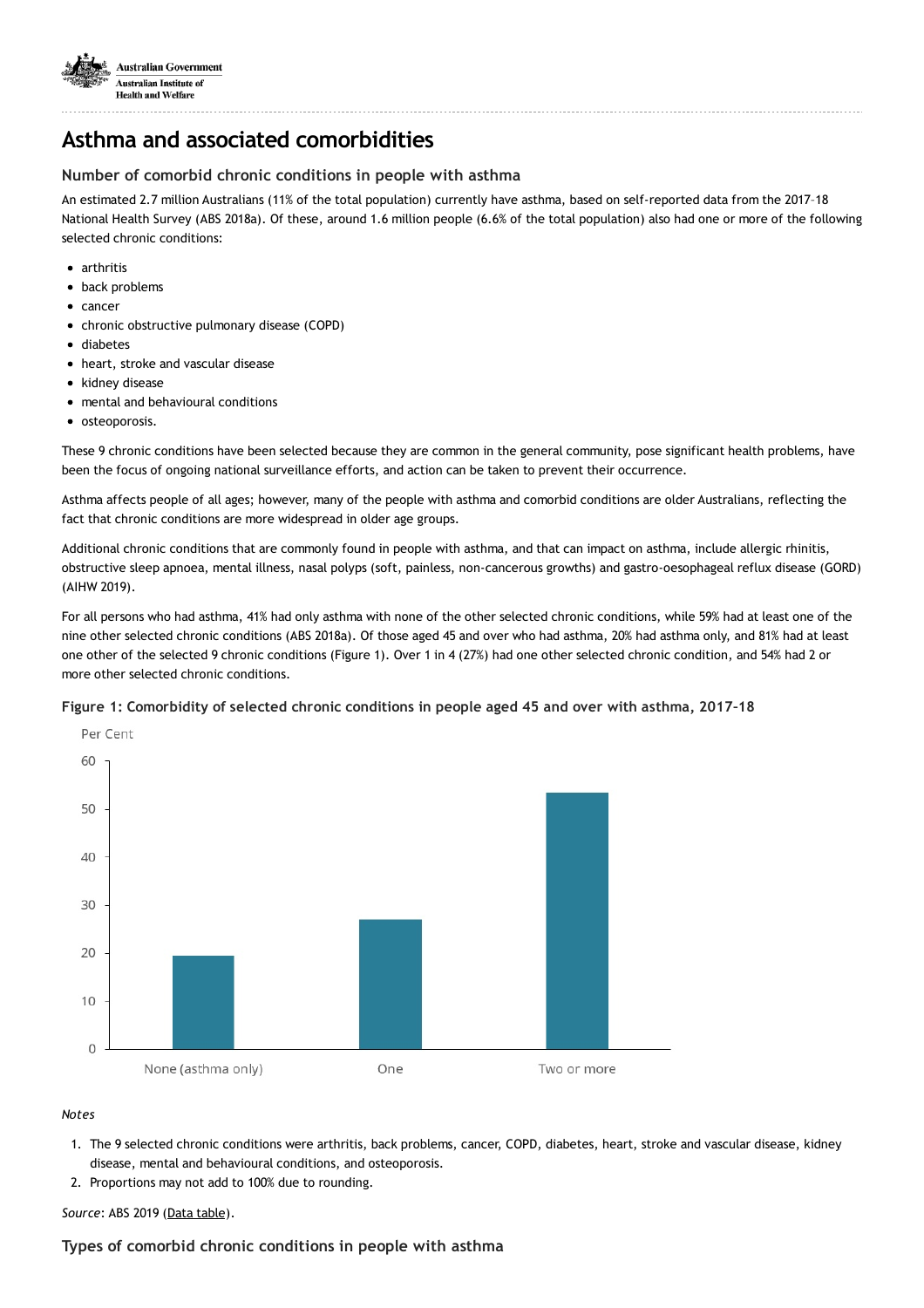# Asthma and associated comorbidities

### Number of comorbid chronic conditions in people with asthma

An estimated 2.7 million Australians (11% of the total population) currently have asthma, based on self-reported data from the 2017–18 National Health Survey (ABS 2018a). Of these, around 1.6 million people (6.6% of the total population) also had one or more of the following selected chronic conditions:

- arthritis
- back problems
- cancer
- chronic obstructive pulmonary disease (COPD)
- diabetes
- heart, stroke and vascular disease
- kidney disease
- mental and behavioural conditions
- osteoporosis.

These 9 chronic conditions have been selected because they are common in the general community, pose significant health problems, have been the focus of ongoing national surveillance efforts, and action can be taken to prevent their occurrence.

Asthma affects people of all ages; however, many of the people with asthma and comorbid conditions are older Australians, reflecting the fact that chronic conditions are more widespread in older age groups.

Additional chronic conditions that are commonly found in people with asthma, and that can impact on asthma, include allergic rhinitis, obstructive sleep apnoea, mental illness, nasal polyps (soft, painless, non-cancerous growths) and gastro-oesophageal reflux disease (GORD) (AIHW 2019).

For all persons who had asthma, 41% had only asthma with none of the other selected chronic conditions, while 59% had at least one of the nine other selected chronic conditions (ABS 2018a). Of those aged 45 and over who had asthma, 20% had asthma only, and 81% had at least one other of the selected 9 chronic conditions (Figure 1). Over 1 in 4 (27%) had one other selected chronic condition, and 54% had 2 or more other selected chronic conditions.

**Figure 1: Comorbidity of selected chronic conditions in people aged 45 and over with asthma, 2017–18**

| Number of other selected chronic conditions | Per Cent |
|---|---|
| None (asthma only) | ~20 |
| One | ~27 |
| Two or more | ~54 |

*Notes*

1. The 9 selected chronic conditions were arthritis, back problems, cancer, COPD, diabetes, heart, stroke and vascular disease, kidney disease, mental and behavioural conditions, and osteoporosis.
2. Proportions may not add to 100% due to rounding.

*Source*: ABS 2019 (Data table).

### Types of comorbid chronic conditions in people with asthma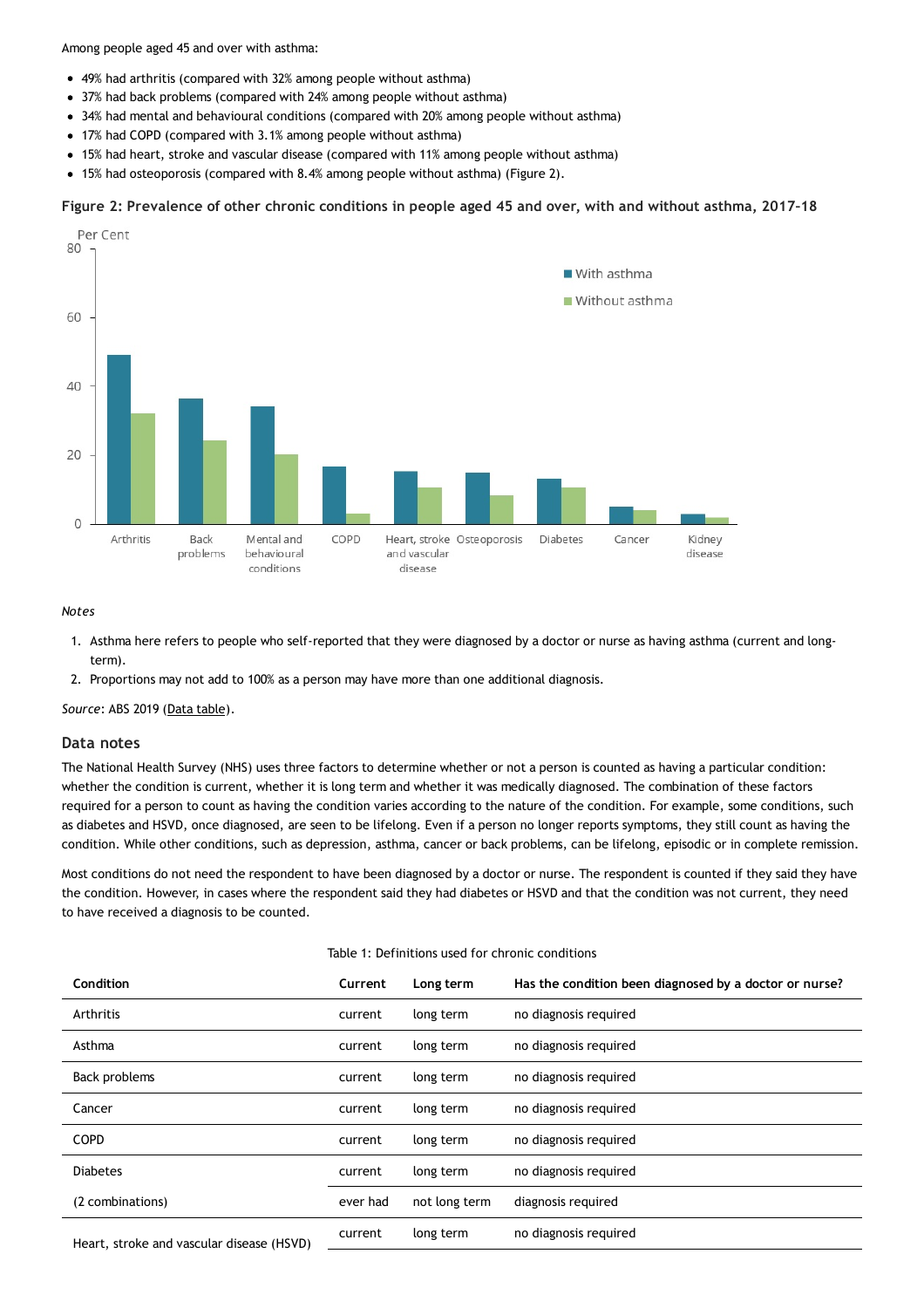Among people aged 45 and over with asthma:

- 49% had arthritis (compared with 32% among people without asthma)
- 37% had back problems (compared with 24% among people without asthma)
- 34% had mental and behavioural conditions (compared with 20% among people without asthma)
- 17% had COPD (compared with 3.1% among people without asthma)
- 15% had heart, stroke and vascular disease (compared with 11% among people without asthma)
- 15% had osteoporosis (compared with 8.4% among people without asthma) (Figure 2).

**Figure 2: Prevalence of other chronic conditions in people aged 45 and over, with and without asthma, 2017-18**

*Notes*

1. Asthma here refers to people who self-reported that they were diagnosed by a doctor or nurse as having asthma (current and long-term).
2. Proportions may not add to 100% as a person may have more than one additional diagnosis.

*Source*: ABS 2019 (Data table).

## Data notes

The National Health Survey (NHS) uses three factors to determine whether or not a person is counted as having a particular condition: whether the condition is current, whether it is long term and whether it was medically diagnosed. The combination of these factors required for a person to count as having the condition varies according to the nature of the condition. For example, some conditions, such as diabetes and HSVD, once diagnosed, are seen to be lifelong. Even if a person no longer reports symptoms, they still count as having the condition. While other conditions, such as depression, asthma, cancer or back problems, can be lifelong, episodic or in complete remission.

Most conditions do not need the respondent to have been diagnosed by a doctor or nurse. The respondent is counted if they said they have the condition. However, in cases where the respondent said they had diabetes or HSVD and that the condition was not current, they need to have received a diagnosis to be counted.

Table 1: Definitions used for chronic conditions

| Condition | Current | Long term | Has the condition been diagnosed by a doctor or nurse? |
|---|---|---|---|
| Arthritis | current | long term | no diagnosis required |
| Asthma | current | long term | no diagnosis required |
| Back problems | current | long term | no diagnosis required |
| Cancer | current | long term | no diagnosis required |
| COPD | current | long term | no diagnosis required |
| Diabetes | current | long term | no diagnosis required |
| (2 combinations) | ever had | not long term | diagnosis required |
| Heart, stroke and vascular disease (HSVD) | current | long term | no diagnosis required |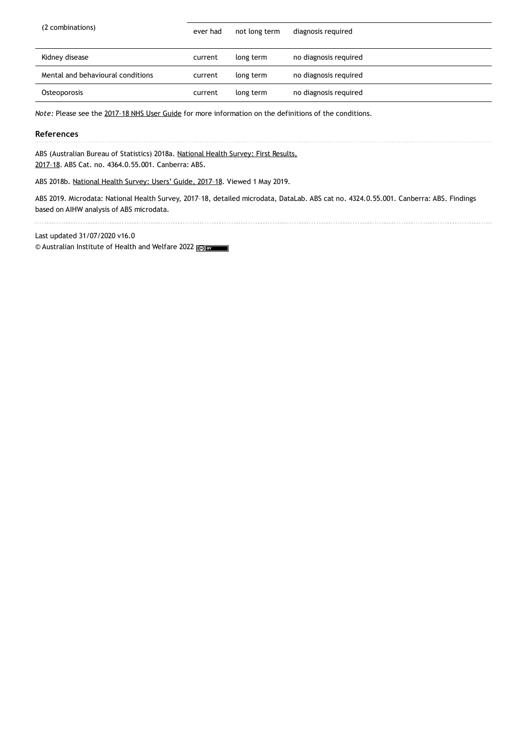| (2 combinations) | ever had | not long term | diagnosis required |
|---|---|---|---|
| Kidney disease | current | long term | no diagnosis required |
| Mental and behavioural conditions | current | long term | no diagnosis required |
| Osteoporosis | current | long term | no diagnosis required |

*Note:* Please see the 2017–18 NHS User Guide for more information on the definitions of the conditions.

### References

ABS (Australian Bureau of Statistics) 2018a. National Health Survey: First Results, 2017–18. ABS Cat. no. 4364.0.55.001. Canberra: ABS.

ABS 2018b. National Health Survey: Users' Guide, 2017–18. Viewed 1 May 2019.

ABS 2019. Microdata: National Health Survey, 2017–18, detailed microdata, DataLab. ABS cat no. 4324.0.55.001. Canberra: ABS. Findings based on AIHW analysis of ABS microdata.

Last updated 31/07/2020 v16.0

© Australian Institute of Health and Welfare 2022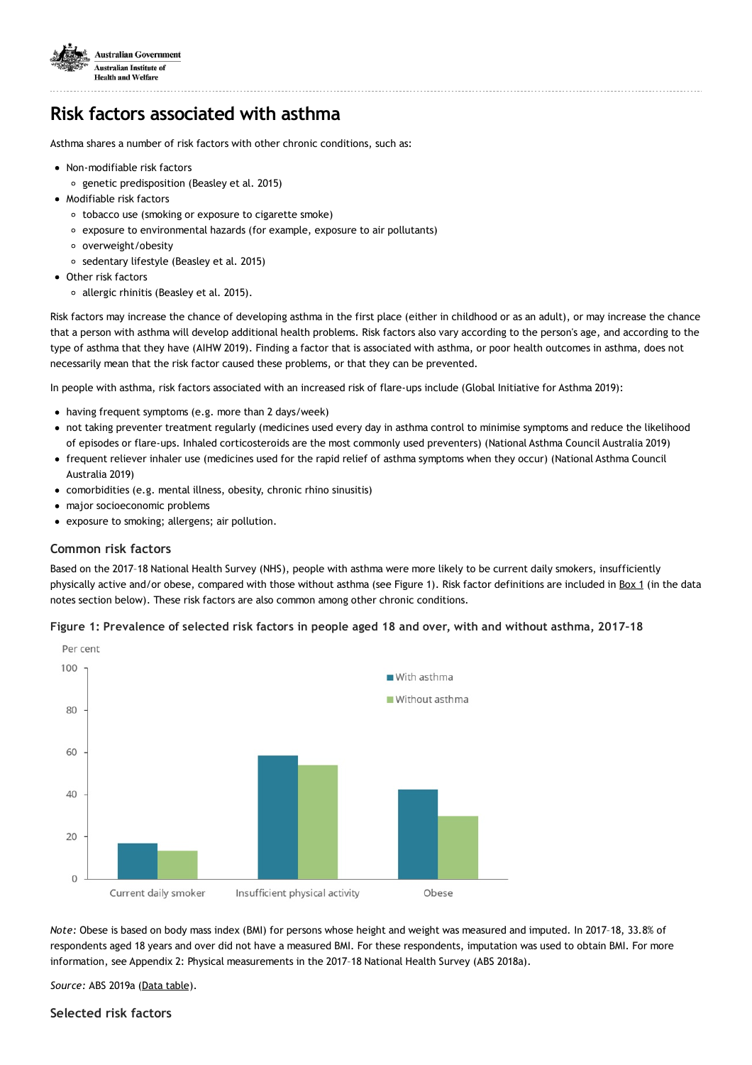# Risk factors associated with asthma

Asthma shares a number of risk factors with other chronic conditions, such as:

- Non-modifiable risk factors
  - genetic predisposition (Beasley et al. 2015)
- Modifiable risk factors
  - tobacco use (smoking or exposure to cigarette smoke)
  - exposure to environmental hazards (for example, exposure to air pollutants)
  - overweight/obesity
  - sedentary lifestyle (Beasley et al. 2015)
- Other risk factors
  - allergic rhinitis (Beasley et al. 2015).

Risk factors may increase the chance of developing asthma in the first place (either in childhood or as an adult), or may increase the chance that a person with asthma will develop additional health problems. Risk factors also vary according to the person's age, and according to the type of asthma that they have (AIHW 2019). Finding a factor that is associated with asthma, or poor health outcomes in asthma, does not necessarily mean that the risk factor caused these problems, or that they can be prevented.

In people with asthma, risk factors associated with an increased risk of flare-ups include (Global Initiative for Asthma 2019):

- having frequent symptoms (e.g. more than 2 days/week)
- not taking preventer treatment regularly (medicines used every day in asthma control to minimise symptoms and reduce the likelihood of episodes or flare-ups. Inhaled corticosteroids are the most commonly used preventers) (National Asthma Council Australia 2019)
- frequent reliever inhaler use (medicines used for the rapid relief of asthma symptoms when they occur) (National Asthma Council Australia 2019)
- comorbidities (e.g. mental illness, obesity, chronic rhino sinusitis)
- major socioeconomic problems
- exposure to smoking; allergens; air pollution.

### Common risk factors

Based on the 2017–18 National Health Survey (NHS), people with asthma were more likely to be current daily smokers, insufficiently physically active and/or obese, compared with those without asthma (see Figure 1). Risk factor definitions are included in Box 1 (in the data notes section below). These risk factors are also common among other chronic conditions.

**Figure 1: Prevalence of selected risk factors in people aged 18 and over, with and without asthma, 2017–18**

*Note:* Obese is based on body mass index (BMI) for persons whose height and weight was measured and imputed. In 2017–18, 33.8% of respondents aged 18 years and over did not have a measured BMI. For these respondents, imputation was used to obtain BMI. For more information, see Appendix 2: Physical measurements in the 2017–18 National Health Survey (ABS 2018a).

*Source:* ABS 2019a (Data table).

### Selected risk factors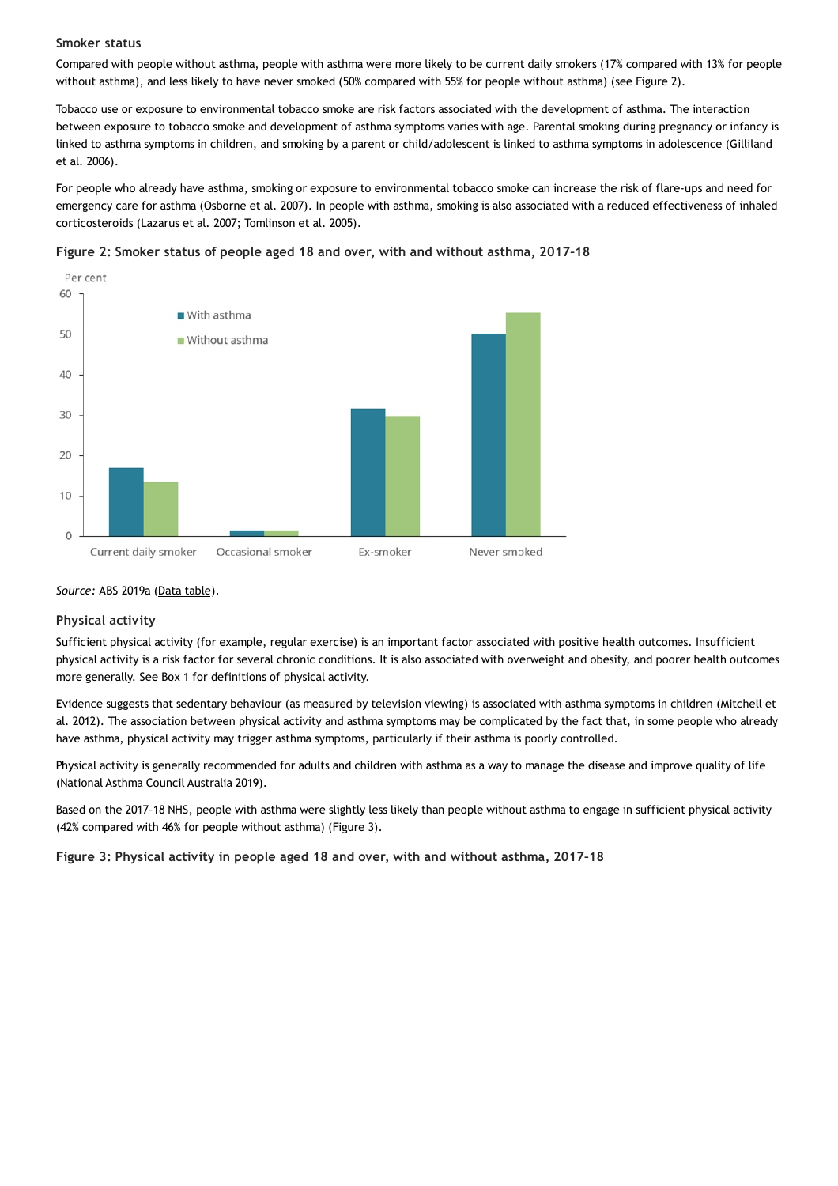### Smoker status

Compared with people without asthma, people with asthma were more likely to be current daily smokers (17% compared with 13% for people without asthma), and less likely to have never smoked (50% compared with 55% for people without asthma) (see Figure 2).

Tobacco use or exposure to environmental tobacco smoke are risk factors associated with the development of asthma. The interaction between exposure to tobacco smoke and development of asthma symptoms varies with age. Parental smoking during pregnancy or infancy is linked to asthma symptoms in children, and smoking by a parent or child/adolescent is linked to asthma symptoms in adolescence (Gilliland et al. 2006).

For people who already have asthma, smoking or exposure to environmental tobacco smoke can increase the risk of flare-ups and need for emergency care for asthma (Osborne et al. 2007). In people with asthma, smoking is also associated with a reduced effectiveness of inhaled corticosteroids (Lazarus et al. 2007; Tomlinson et al. 2005).

**Figure 2: Smoker status of people aged 18 and over, with and without asthma, 2017–18**

*Source:* ABS 2019a (Data table).

### Physical activity

Sufficient physical activity (for example, regular exercise) is an important factor associated with positive health outcomes. Insufficient physical activity is a risk factor for several chronic conditions. It is also associated with overweight and obesity, and poorer health outcomes more generally. See Box 1 for definitions of physical activity.

Evidence suggests that sedentary behaviour (as measured by television viewing) is associated with asthma symptoms in children (Mitchell et al. 2012). The association between physical activity and asthma symptoms may be complicated by the fact that, in some people who already have asthma, physical activity may trigger asthma symptoms, particularly if their asthma is poorly controlled.

Physical activity is generally recommended for adults and children with asthma as a way to manage the disease and improve quality of life (National Asthma Council Australia 2019).

Based on the 2017–18 NHS, people with asthma were slightly less likely than people without asthma to engage in sufficient physical activity (42% compared with 46% for people without asthma) (Figure 3).

**Figure 3: Physical activity in people aged 18 and over, with and without asthma, 2017–18**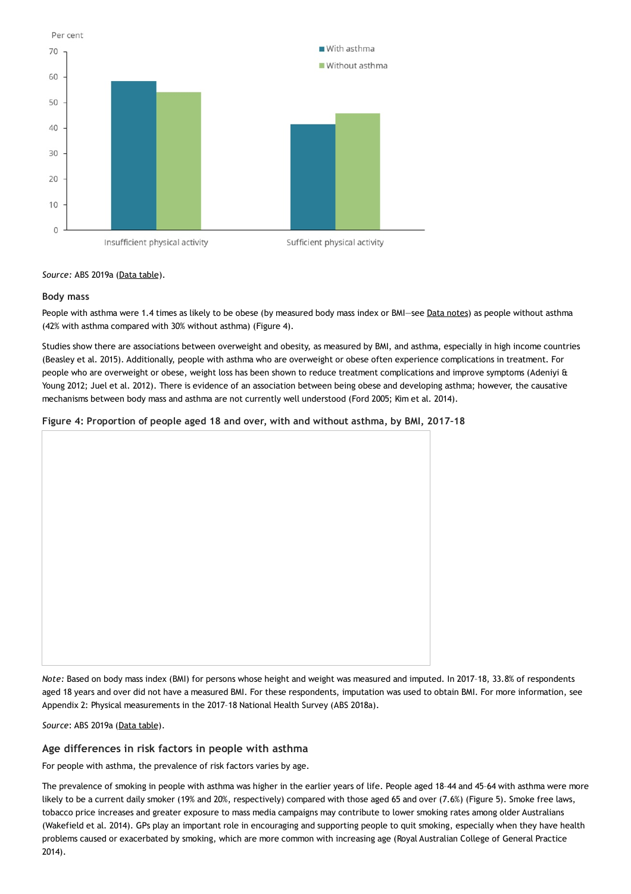Source: ABS 2019a (Data table).

### Body mass

People with asthma were 1.4 times as likely to be obese (by measured body mass index or BMI—see Data notes) as people without asthma (42% with asthma compared with 30% without asthma) (Figure 4).

Studies show there are associations between overweight and obesity, as measured by BMI, and asthma, especially in high income countries (Beasley et al. 2015). Additionally, people with asthma who are overweight or obese often experience complications in treatment. For people who are overweight or obese, weight loss has been shown to reduce treatment complications and improve symptoms (Adeniyi & Young 2012; Juel et al. 2012). There is evidence of an association between being obese and developing asthma; however, the causative mechanisms between body mass and asthma are not currently well understood (Ford 2005; Kim et al. 2014).

**Figure 4: Proportion of people aged 18 and over, with and without asthma, by BMI, 2017–18**

*Note:* Based on body mass index (BMI) for persons whose height and weight was measured and imputed. In 2017–18, 33.8% of respondents aged 18 years and over did not have a measured BMI. For these respondents, imputation was used to obtain BMI. For more information, see Appendix 2: Physical measurements in the 2017–18 National Health Survey (ABS 2018a).

*Source*: ABS 2019a (Data table).

## Age differences in risk factors in people with asthma

For people with asthma, the prevalence of risk factors varies by age.

The prevalence of smoking in people with asthma was higher in the earlier years of life. People aged 18–44 and 45–64 with asthma were more likely to be a current daily smoker (19% and 20%, respectively) compared with those aged 65 and over (7.6%) (Figure 5). Smoke free laws, tobacco price increases and greater exposure to mass media campaigns may contribute to lower smoking rates among older Australians (Wakefield et al. 2014). GPs play an important role in encouraging and supporting people to quit smoking, especially when they have health problems caused or exacerbated by smoking, which are more common with increasing age (Royal Australian College of General Practice 2014).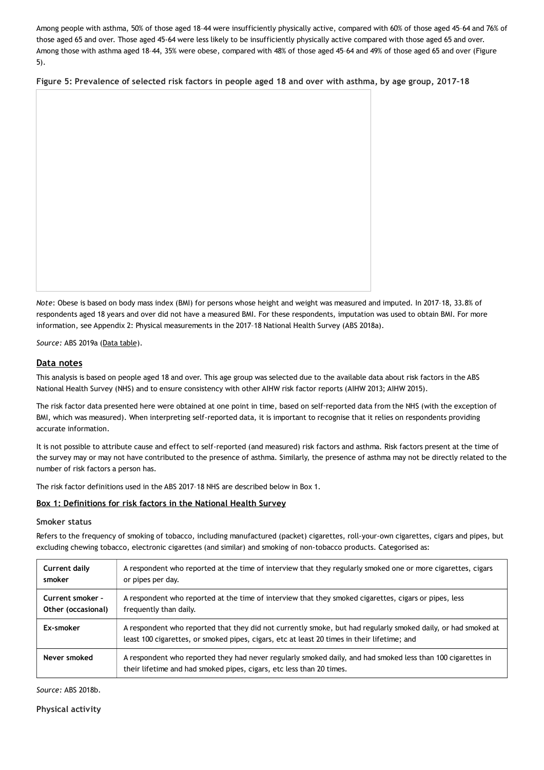Among people with asthma, 50% of those aged 18–44 were insufficiently physically active, compared with 60% of those aged 45–64 and 76% of those aged 65 and over. Those aged 45-64 were less likely to be insufficiently physically active compared with those aged 65 and over. Among those with asthma aged 18–44, 35% were obese, compared with 48% of those aged 45–64 and 49% of those aged 65 and over (Figure 5).

**Figure 5: Prevalence of selected risk factors in people aged 18 and over with asthma, by age group, 2017–18**

*Note*: Obese is based on body mass index (BMI) for persons whose height and weight was measured and imputed. In 2017–18, 33.8% of respondents aged 18 years and over did not have a measured BMI. For these respondents, imputation was used to obtain BMI. For more information, see Appendix 2: Physical measurements in the 2017–18 National Health Survey (ABS 2018a).

*Source:* ABS 2019a (Data table).

## Data notes

This analysis is based on people aged 18 and over. This age group was selected due to the available data about risk factors in the ABS National Health Survey (NHS) and to ensure consistency with other AIHW risk factor reports (AIHW 2013; AIHW 2015).

The risk factor data presented here were obtained at one point in time, based on self-reported data from the NHS (with the exception of BMI, which was measured). When interpreting self-reported data, it is important to recognise that it relies on respondents providing accurate information.

It is not possible to attribute cause and effect to self-reported (and measured) risk factors and asthma. Risk factors present at the time of the survey may or may not have contributed to the presence of asthma. Similarly, the presence of asthma may not be directly related to the number of risk factors a person has.

The risk factor definitions used in the ABS 2017–18 NHS are described below in Box 1.

### Box 1: Definitions for risk factors in the National Health Survey

#### Smoker status

Refers to the frequency of smoking of tobacco, including manufactured (packet) cigarettes, roll-your-own cigarettes, cigars and pipes, but excluding chewing tobacco, electronic cigarettes (and similar) and smoking of non-tobacco products. Categorised as:

| | |
|---|---|
| **Current daily smoker** | A respondent who reported at the time of interview that they regularly smoked one or more cigarettes, cigars or pipes per day. |
| **Current smoker - Other (occasional)** | A respondent who reported at the time of interview that they smoked cigarettes, cigars or pipes, less frequently than daily. |
| **Ex-smoker** | A respondent who reported that they did not currently smoke, but had regularly smoked daily, or had smoked at least 100 cigarettes, or smoked pipes, cigars, etc at least 20 times in their lifetime; and |
| **Never smoked** | A respondent who reported they had never regularly smoked daily, and had smoked less than 100 cigarettes in their lifetime and had smoked pipes, cigars, etc less than 20 times. |

*Source:* ABS 2018b.

#### Physical activity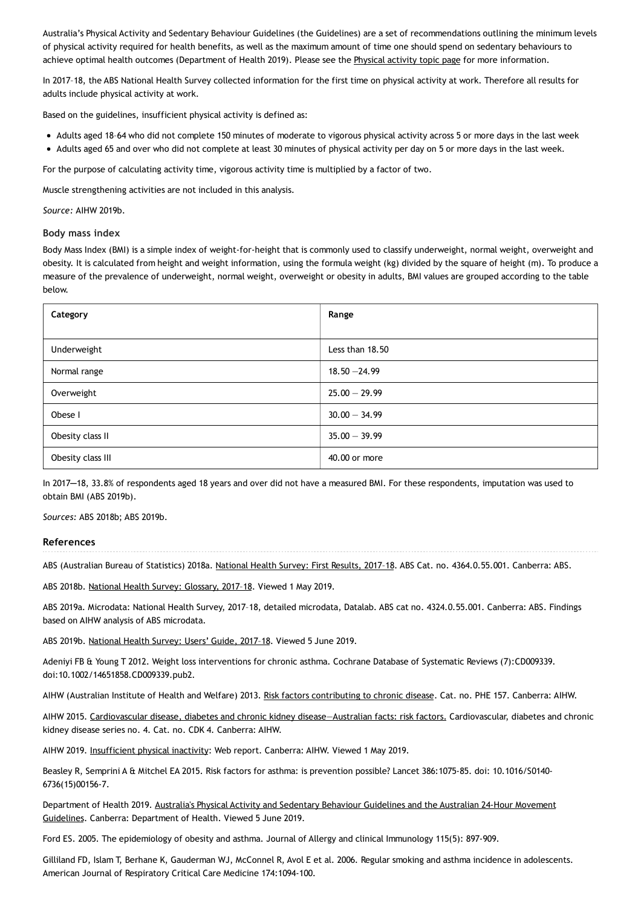Australia's Physical Activity and Sedentary Behaviour Guidelines (the Guidelines) are a set of recommendations outlining the minimum levels of physical activity required for health benefits, as well as the maximum amount of time one should spend on sedentary behaviours to achieve optimal health outcomes (Department of Health 2019). Please see the Physical activity topic page for more information.

In 2017–18, the ABS National Health Survey collected information for the first time on physical activity at work. Therefore all results for adults include physical activity at work.

Based on the guidelines, insufficient physical activity is defined as:

- Adults aged 18–64 who did not complete 150 minutes of moderate to vigorous physical activity across 5 or more days in the last week
- Adults aged 65 and over who did not complete at least 30 minutes of physical activity per day on 5 or more days in the last week.

For the purpose of calculating activity time, vigorous activity time is multiplied by a factor of two.

Muscle strengthening activities are not included in this analysis.

*Source:* AIHW 2019b.

### Body mass index

Body Mass Index (BMI) is a simple index of weight-for-height that is commonly used to classify underweight, normal weight, overweight and obesity. It is calculated from height and weight information, using the formula weight (kg) divided by the square of height (m). To produce a measure of the prevalence of underweight, normal weight, overweight or obesity in adults, BMI values are grouped according to the table below.

| Category | Range |
|---|---|
| Underweight | Less than 18.50 |
| Normal range | 18.50 —24.99 |
| Overweight | 25.00 — 29.99 |
| Obese I | 30.00 — 34.99 |
| Obesity class II | 35.00 — 39.99 |
| Obesity class III | 40.00 or more |

In 2017—18, 33.8% of respondents aged 18 years and over did not have a measured BMI. For these respondents, imputation was used to obtain BMI (ABS 2019b).

*Sources:* ABS 2018b; ABS 2019b.

### References

ABS (Australian Bureau of Statistics) 2018a. National Health Survey: First Results, 2017–18. ABS Cat. no. 4364.0.55.001. Canberra: ABS.

ABS 2018b. National Health Survey: Glossary, 2017–18. Viewed 1 May 2019.

ABS 2019a. Microdata: National Health Survey, 2017–18, detailed microdata, Datalab. ABS cat no. 4324.0.55.001. Canberra: ABS. Findings based on AIHW analysis of ABS microdata.

ABS 2019b. National Health Survey: Users' Guide, 2017–18. Viewed 5 June 2019.

Adeniyi FB & Young T 2012. Weight loss interventions for chronic asthma. Cochrane Database of Systematic Reviews (7):CD009339. doi:10.1002/14651858.CD009339.pub2.

AIHW (Australian Institute of Health and Welfare) 2013. Risk factors contributing to chronic disease. Cat. no. PHE 157. Canberra: AIHW.

AIHW 2015. Cardiovascular disease, diabetes and chronic kidney disease—Australian facts: risk factors. Cardiovascular, diabetes and chronic kidney disease series no. 4. Cat. no. CDK 4. Canberra: AIHW.

AIHW 2019. Insufficient physical inactivity: Web report. Canberra: AIHW. Viewed 1 May 2019.

Beasley R, Semprini A & Mitchel EA 2015. Risk factors for asthma: is prevention possible? Lancet 386:1075-85. doi: 10.1016/S0140-6736(15)00156-7.

Department of Health 2019. Australia's Physical Activity and Sedentary Behaviour Guidelines and the Australian 24-Hour Movement Guidelines. Canberra: Department of Health. Viewed 5 June 2019.

Ford ES. 2005. The epidemiology of obesity and asthma. Journal of Allergy and clinical Immunology 115(5): 897-909.

Gilliland FD, Islam T, Berhane K, Gauderman WJ, McConnel R, Avol E et al. 2006. Regular smoking and asthma incidence in adolescents. American Journal of Respiratory Critical Care Medicine 174:1094-100.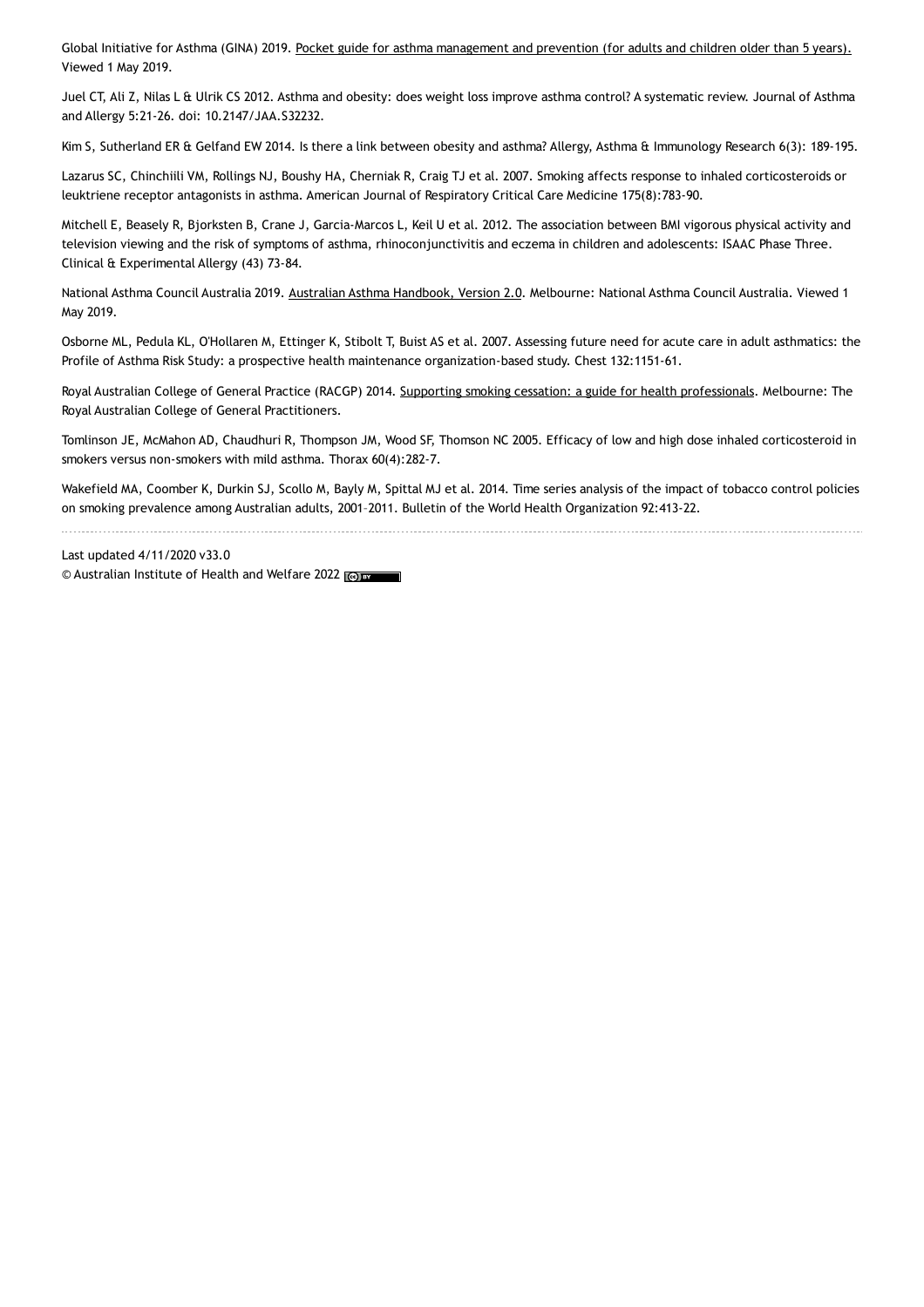Global Initiative for Asthma (GINA) 2019. Pocket guide for asthma management and prevention (for adults and children older than 5 years). Viewed 1 May 2019.

Juel CT, Ali Z, Nilas L & Ulrik CS 2012. Asthma and obesity: does weight loss improve asthma control? A systematic review. Journal of Asthma and Allergy 5:21-26. doi: 10.2147/JAA.S32232.

Kim S, Sutherland ER & Gelfand EW 2014. Is there a link between obesity and asthma? Allergy, Asthma & Immunology Research 6(3): 189-195.

Lazarus SC, Chinchiili VM, Rollings NJ, Boushy HA, Cherniak R, Craig TJ et al. 2007. Smoking affects response to inhaled corticosteroids or leuktriene receptor antagonists in asthma. American Journal of Respiratory Critical Care Medicine 175(8):783-90.

Mitchell E, Beasely R, Bjorksten B, Crane J, Garcia-Marcos L, Keil U et al. 2012. The association between BMI vigorous physical activity and television viewing and the risk of symptoms of asthma, rhinoconjunctivitis and eczema in children and adolescents: ISAAC Phase Three. Clinical & Experimental Allergy (43) 73-84.

National Asthma Council Australia 2019. Australian Asthma Handbook, Version 2.0. Melbourne: National Asthma Council Australia. Viewed 1 May 2019.

Osborne ML, Pedula KL, O'Hollaren M, Ettinger K, Stibolt T, Buist AS et al. 2007. Assessing future need for acute care in adult asthmatics: the Profile of Asthma Risk Study: a prospective health maintenance organization-based study. Chest 132:1151-61.

Royal Australian College of General Practice (RACGP) 2014. Supporting smoking cessation: a guide for health professionals. Melbourne: The Royal Australian College of General Practitioners.

Tomlinson JE, McMahon AD, Chaudhuri R, Thompson JM, Wood SF, Thomson NC 2005. Efficacy of low and high dose inhaled corticosteroid in smokers versus non-smokers with mild asthma. Thorax 60(4):282-7.

Wakefield MA, Coomber K, Durkin SJ, Scollo M, Bayly M, Spittal MJ et al. 2014. Time series analysis of the impact of tobacco control policies on smoking prevalence among Australian adults, 2001–2011. Bulletin of the World Health Organization 92:413-22.

---

Last updated 4/11/2020 v33.0

© Australian Institute of Health and Welfare 2022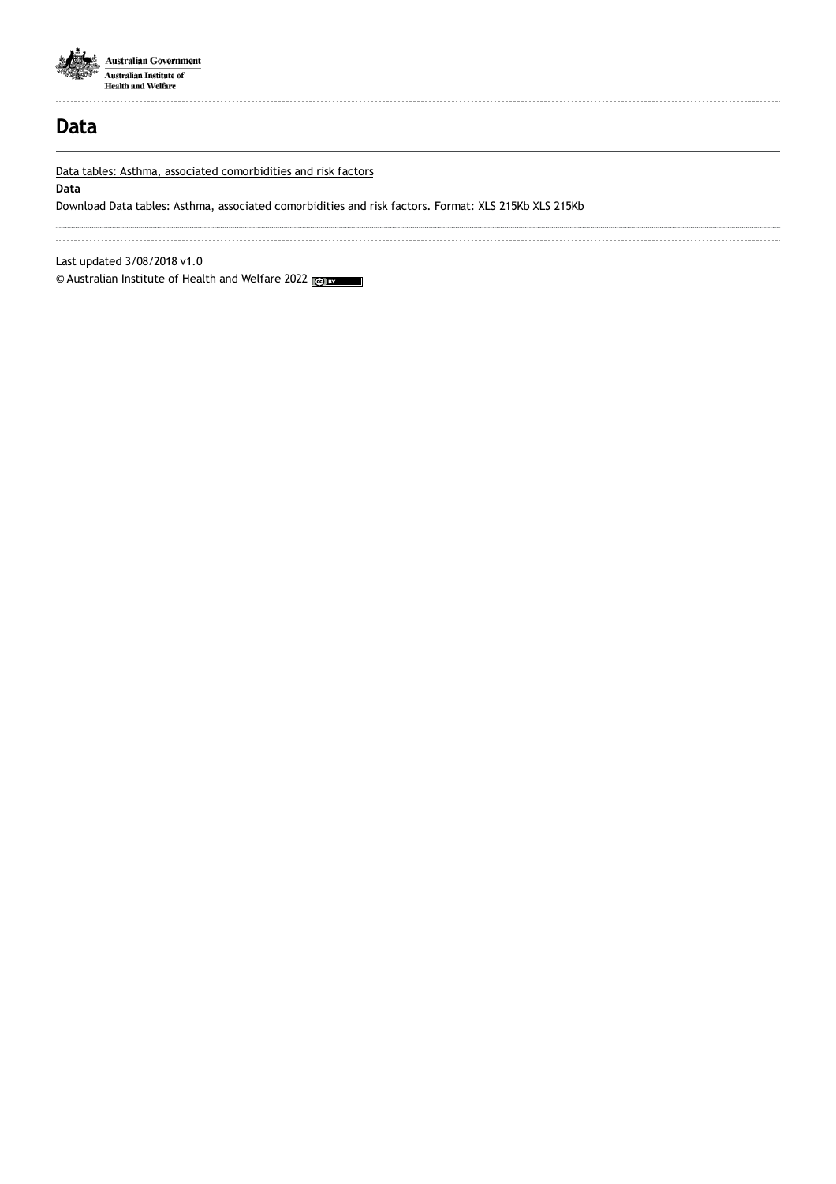# Data

Data tables: Asthma, associated comorbidities and risk factors

**Data**

Download Data tables: Asthma, associated comorbidities and risk factors. Format: XLS 215Kb XLS 215Kb

Last updated 3/08/2018 v1.0

© Australian Institute of Health and Welfare 2022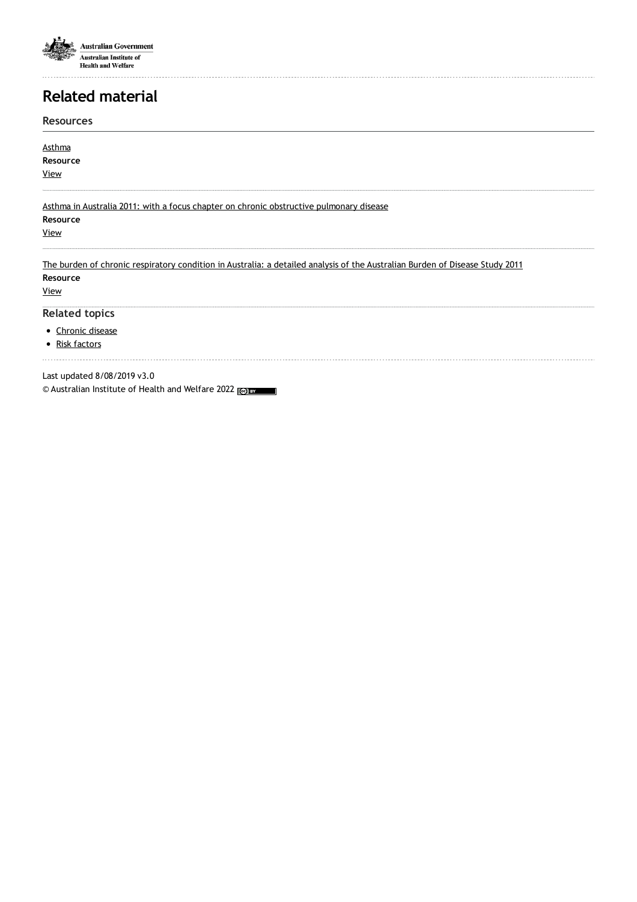# Related material

## Resources

Asthma

**Resource**

View

Asthma in Australia 2011: with a focus chapter on chronic obstructive pulmonary disease

**Resource**

View

The burden of chronic respiratory condition in Australia: a detailed analysis of the Australian Burden of Disease Study 2011

**Resource**

View

## Related topics

- Chronic disease
- Risk factors

Last updated 8/08/2019 v3.0

© Australian Institute of Health and Welfare 2022